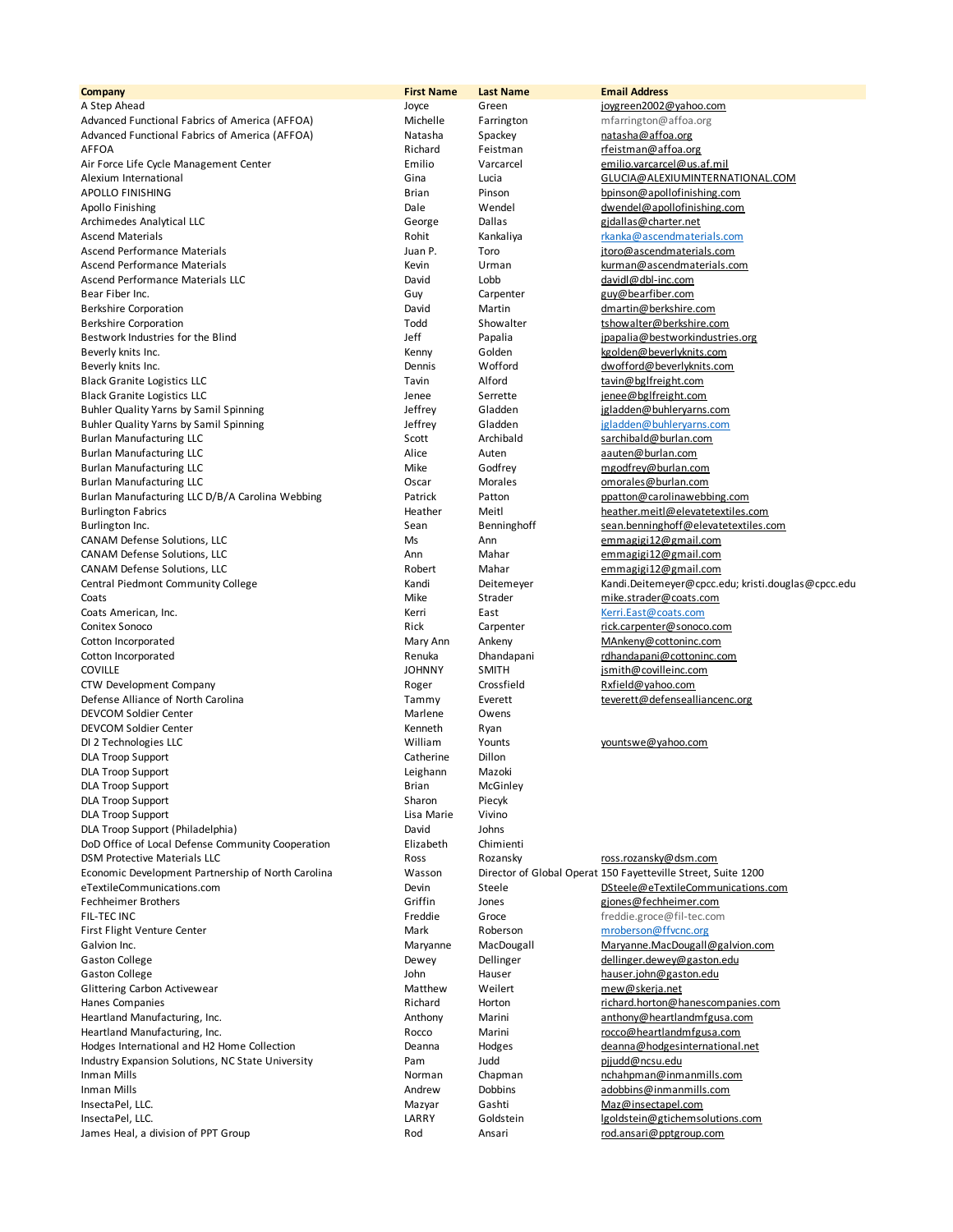| Company | First Name | Last Name | Email Address |
|---|---|---|---|
| A Step Ahead | Joyce | Green | joygreen2002@yahoo.com |
| Advanced Functional Fabrics of America (AFFOA) | Michelle | Farrington | mfarrington@affoa.org |
| Advanced Functional Fabrics of America (AFFOA) | Natasha | Spackey | natasha@affoa.org |
| AFFOA | Richard | Feistman | rfeistman@affoa.org |
| Air Force Life Cycle Management Center | Emilio | Varcarcel | emilio.varcarcel@us.af.mil |
| Alexium International | Gina | Lucia | GLUCIA@ALEXIUMINTERNATIONAL.COM |
| APOLLO FINISHING | Brian | Pinson | bpinson@apollofinishing.com |
| Apollo Finishing | Dale | Wendel | dwendel@apollofinishing.com |
| Archimedes Analytical LLC | George | Dallas | gjdallas@charter.net |
| Ascend Materials | Rohit | Kankaliya | rkanka@ascendmaterials.com |
| Ascend Performance Materials | Juan P. | Toro | jtoro@ascendmaterials.com |
| Ascend Performance Materials | Kevin | Urman | kurman@ascendmaterials.com |
| Ascend Performance Materials LLC | David | Lobb | davidl@dbl-inc.com |
| Bear Fiber Inc. | Guy | Carpenter | guy@bearfiber.com |
| Berkshire Corporation | David | Martin | dmartin@berkshire.com |
| Berkshire Corporation | Todd | Showalter | tshowalter@berkshire.com |
| Bestwork Industries for the Blind | Jeff | Papalia | jpapalia@bestworkindustries.org |
| Beverly knits Inc. | Kenny | Golden | kgolden@beverlyknits.com |
| Beverly knits Inc. | Dennis | Wofford | dwofford@beverlyknits.com |
| Black Granite Logistics LLC | Tavin | Alford | tavin@bglfreight.com |
| Black Granite Logistics LLC | Jenee | Serrette | jenee@bglfreight.com |
| Buhler Quality Yarns by Samil Spinning | Jeffrey | Gladden | jgladden@buhleryarns.com |
| Buhler Quality Yarns by Samil Spinning | Jeffrey | Gladden | jgladden@buhleryarns.com |
| Burlan Manufacturing LLC | Scott | Archibald | sarchibald@burlan.com |
| Burlan Manufacturing LLC | Alice | Auten | aauten@burlan.com |
| Burlan Manufacturing LLC | Mike | Godfrey | mgodfrey@burlan.com |
| Burlan Manufacturing LLC | Oscar | Morales | omorales@burlan.com |
| Burlan Manufacturing LLC D/B/A Carolina Webbing | Patrick | Patton | ppatton@carolinawebbing.com |
| Burlington Fabrics | Heather | Meitl | heather.meitl@elevatetextiles.com |
| Burlington Inc. | Sean | Benninghoff | sean.benninghoff@elevatetextiles.com |
| CANAM Defense Solutions, LLC | Ms | Ann | emmagigi12@gmail.com |
| CANAM Defense Solutions, LLC | Ann | Mahar | emmagigi12@gmail.com |
| CANAM Defense Solutions, LLC | Robert | Mahar | emmagigi12@gmail.com |
| Central Piedmont Community College | Kandi | Deitemeyer | Kandi.Deitemeyer@cpcc.edu; kristi.douglas@cpcc.edu |
| Coats | Mike | Strader | mike.strader@coats.com |
| Coats American, Inc. | Kerri | East | Kerri.East@coats.com |
| Conitex Sonoco | Rick | Carpenter | rick.carpenter@sonoco.com |
| Cotton Incorporated | Mary Ann | Ankeny | MAnkeny@cottoninc.com |
| Cotton Incorporated | Renuka | Dhandapani | rdhandapani@cottoninc.com |
| COVILLE | JOHNNY | SMITH | jsmith@covilleinc.com |
| CTW Development Company | Roger | Crossfield | Rxfield@yahoo.com |
| Defense Alliance of North Carolina | Tammy | Everett | teverett@defensealliancenc.org |
| DEVCOM Soldier Center | Marlene | Owens | |
| DEVCOM Soldier Center | Kenneth | Ryan | |
| DI 2 Technologies LLC | William | Younts | yountswe@yahoo.com |
| DLA Troop Support | Catherine | Dillon | |
| DLA Troop Support | Leighann | Mazoki | |
| DLA Troop Support | Brian | McGinley | |
| DLA Troop Support | Sharon | Piecyk | |
| DLA Troop Support | Lisa Marie | Vivino | |
| DLA Troop Support (Philadelphia) | David | Johns | |
| DoD Office of Local Defense Community Cooperation | Elizabeth | Chimienti | |
| DSM Protective Materials LLC | Ross | Rozansky | ross.rozansky@dsm.com |
| Economic Development Partnership of North Carolina | Wasson | Director of Global Operat | 150 Fayetteville Street, Suite 1200 |
| eTextileCommunications.com | Devin | Steele | DSteele@eTextileCommunications.com |
| Fechheimer Brothers | Griffin | Jones | gjones@fechheimer.com |
| FIL-TEC INC | Freddie | Groce | freddie.groce@fil-tec.com |
| First Flight Venture Center | Mark | Roberson | mroberson@ffvcnc.org |
| Galvion Inc. | Maryanne | MacDougall | Maryanne.MacDougall@galvion.com |
| Gaston College | Dewey | Dellinger | dellinger.dewey@gaston.edu |
| Gaston College | John | Hauser | hauser.john@gaston.edu |
| Glittering Carbon Activewear | Matthew | Weilert | mew@skerja.net |
| Hanes Companies | Richard | Horton | richard.horton@hanescompanies.com |
| Heartland Manufacturing, Inc. | Anthony | Marini | anthony@heartlandmfgusa.com |
| Heartland Manufacturing, Inc. | Rocco | Marini | rocco@heartlandmfgusa.com |
| Hodges International and H2 Home Collection | Deanna | Hodges | deanna@hodgesinternational.net |
| Industry Expansion Solutions, NC State University | Pam | Judd | pjjudd@ncsu.edu |
| Inman Mills | Norman | Chapman | nchahpman@inmanmills.com |
| Inman Mills | Andrew | Dobbins | adobbins@inmanmills.com |
| InsectaPel, LLC. | Mazyar | Gashti | Maz@insectapel.com |
| InsectaPel, LLC. | LARRY | Goldstein | lgoldstein@gtichemsolutions.com |
| James Heal, a division of PPT Group | Rod | Ansari | rod.ansari@pptgroup.com |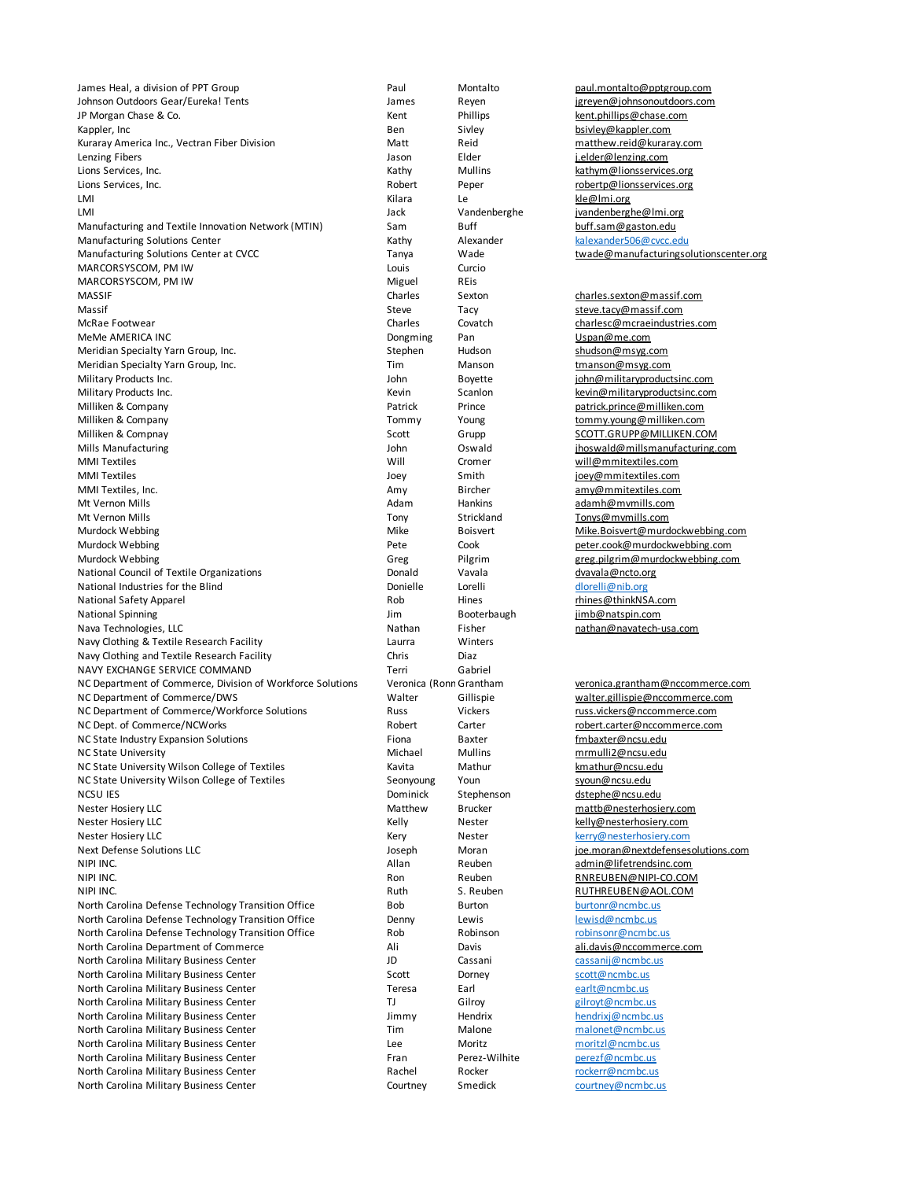| | | | |
|---|---|---|---|
| James Heal, a division of PPT Group | Paul | Montalto | paul.montalto@pptgroup.com |
| Johnson Outdoors Gear/Eureka! Tents | James | Reyen | jgreyen@johnsonoutdoors.com |
| JP Morgan Chase & Co. | Kent | Phillips | kent.phillips@chase.com |
| Kappler, Inc | Ben | Sivley | bsivley@kappler.com |
| Kuraray America Inc., Vectran Fiber Division | Matt | Reid | matthew.reid@kuraray.com |
| Lenzing Fibers | Jason | Elder | j.elder@lenzing.com |
| Lions Services, Inc. | Kathy | Mullins | kathym@lionsservices.org |
| Lions Services, Inc. | Robert | Peper | robertp@lionsservices.org |
| LMI | Kilara | Le | kle@lmi.org |
| LMI | Jack | Vandenberghe | jvandenberghe@lmi.org |
| Manufacturing and Textile Innovation Network (MTIN) | Sam | Buff | buff.sam@gaston.edu |
| Manufacturing Solutions Center | Kathy | Alexander | kalexander506@cvcc.edu |
| Manufacturing Solutions Center at CVCC | Tanya | Wade | twade@manufacturingsolutionscenter.org |
| MARCORSYSCOM, PM IW | Louis | Curcio | |
| MARCORSYSCOM, PM IW | Miguel | REis | |
| MASSIF | Charles | Sexton | charles.sexton@massif.com |
| Massif | Steve | Tacy | steve.tacy@massif.com |
| McRae Footwear | Charles | Covatch | charlesc@mcraeindustries.com |
| MeMe AMERICA INC | Dongming | Pan | Uspan@me.com |
| Meridian Specialty Yarn Group, Inc. | Stephen | Hudson | shudson@msyg.com |
| Meridian Specialty Yarn Group, Inc. | Tim | Manson | tmanson@msyg.com |
| Military Products Inc. | John | Boyette | john@militaryproductsinc.com |
| Military Products Inc. | Kevin | Scanlon | kevin@militaryproductsinc.com |
| Milliken & Company | Patrick | Prince | patrick.prince@milliken.com |
| Milliken & Company | Tommy | Young | tommy.young@milliken.com |
| Milliken & Compnay | Scott | Grupp | SCOTT.GRUPP@MILLIKEN.COM |
| Mills Manufacturing | John | Oswald | jhoswald@millsmanufacturing.com |
| MMI Textiles | Will | Cromer | will@mmitextiles.com |
| MMI Textiles | Joey | Smith | joey@mmitextiles.com |
| MMI Textiles, Inc. | Amy | Bircher | amy@mmitextiles.com |
| Mt Vernon Mills | Adam | Hankins | adamh@mvmills.com |
| Mt Vernon Mills | Tony | Strickland | Tonys@mvmills.com |
| Murdock Webbing | Mike | Boisvert | Mike.Boisvert@murdockwebbing.com |
| Murdock Webbing | Pete | Cook | peter.cook@murdockwebbing.com |
| Murdock Webbing | Greg | Pilgrim | greg.pilgrim@murdockwebbing.com |
| National Council of Textile Organizations | Donald | Vavala | dvavala@ncto.org |
| National Industries for the Blind | Donielle | Lorelli | dlorelli@nib.org |
| National Safety Apparel | Rob | Hines | rhines@thinkNSA.com |
| National Spinning | Jim | Booterbaugh | jimb@natspin.com |
| Nava Technologies, LLC | Nathan | Fisher | nathan@navatech-usa.com |
| Navy Clothing & Textile Research Facility | Laurra | Winters | |
| Navy Clothing and Textile Research Facility | Chris | Diaz | |
| NAVY EXCHANGE SERVICE COMMAND | Terri | Gabriel | |
| NC Department of Commerce, Division of Workforce Solutions | Veronica (Ronn | Grantham | veronica.grantham@nccommerce.com |
| NC Department of Commerce/DWS | Walter | Gillispie | walter.gillispie@nccommerce.com |
| NC Department of Commerce/Workforce Solutions | Russ | Vickers | russ.vickers@nccommerce.com |
| NC Dept. of Commerce/NCWorks | Robert | Carter | robert.carter@nccommerce.com |
| NC State Industry Expansion Solutions | Fiona | Baxter | fmbaxter@ncsu.edu |
| NC State University | Michael | Mullins | mrmulli2@ncsu.edu |
| NC State University Wilson College of Textiles | Kavita | Mathur | kmathur@ncsu.edu |
| NC State University Wilson College of Textiles | Seonyoung | Youn | syoun@ncsu.edu |
| NCSU IES | Dominick | Stephenson | dstephe@ncsu.edu |
| Nester Hosiery LLC | Matthew | Brucker | mattb@nesterhosiery.com |
| Nester Hosiery LLC | Kelly | Nester | kelly@nesterhosiery.com |
| Nester Hosiery LLC | Kery | Nester | kerry@nesterhosiery.com |
| Next Defense Solutions LLC | Joseph | Moran | joe.moran@nextdefensesolutions.com |
| NIPI INC. | Allan | Reuben | admin@lifetrendsinc.com |
| NIPI INC. | Ron | Reuben | RNREUBEN@NIPI-CO.COM |
| NIPI INC. | Ruth | S. Reuben | RUTHREUBEN@AOL.COM |
| North Carolina Defense Technology Transition Office | Bob | Burton | burtonr@ncmbc.us |
| North Carolina Defense Technology Transition Office | Denny | Lewis | lewisd@ncmbc.us |
| North Carolina Defense Technology Transition Office | Rob | Robinson | robinsonr@ncmbc.us |
| North Carolina Department of Commerce | Ali | Davis | ali.davis@nccommerce.com |
| North Carolina Military Business Center | JD | Cassani | cassanij@ncmbc.us |
| North Carolina Military Business Center | Scott | Dorney | scott@ncmbc.us |
| North Carolina Military Business Center | Teresa | Earl | earlt@ncmbc.us |
| North Carolina Military Business Center | TJ | Gilroy | gilroyt@ncmbc.us |
| North Carolina Military Business Center | Jimmy | Hendrix | hendrixj@ncmbc.us |
| North Carolina Military Business Center | Tim | Malone | malonet@ncmbc.us |
| North Carolina Military Business Center | Lee | Moritz | moritzl@ncmbc.us |
| North Carolina Military Business Center | Fran | Perez-Wilhite | perezf@ncmbc.us |
| North Carolina Military Business Center | Rachel | Rocker | rockerr@ncmbc.us |
| North Carolina Military Business Center | Courtney | Smedick | courtney@ncmbc.us |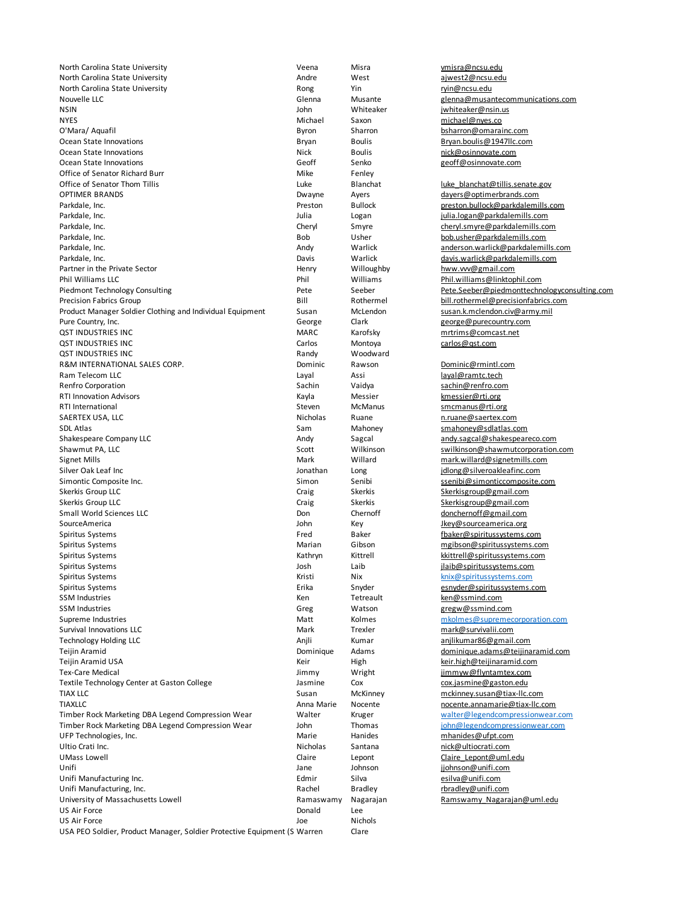| | | | |
|---|---|---|---|
| North Carolina State University | Veena | Misra | vmisra@ncsu.edu |
| North Carolina State University | Andre | West | ajwest2@ncsu.edu |
| North Carolina State University | Rong | Yin | ryin@ncsu.edu |
| Nouvelle LLC | Glenna | Musante | glenna@musantecommunications.com |
| NSIN | John | Whiteaker | jwhiteaker@nsin.us |
| NYES | Michael | Saxon | michael@nyes.co |
| O'Mara/ Aquafil | Byron | Sharron | bsharron@omarainc.com |
| Ocean State Innovations | Bryan | Boulis | Bryan.boulis@1947llc.com |
| Ocean State Innovations | Nick | Boulis | nick@osinnovate.com |
| Ocean State Innovations | Geoff | Senko | geoff@osinnovate.com |
| Office of Senator Richard Burr | Mike | Fenley | |
| Office of Senator Thom Tillis | Luke | Blanchat | luke_blanchat@tillis.senate.gov |
| OPTIMER BRANDS | Dwayne | Ayers | dayers@optimerbrands.com |
| Parkdale, Inc. | Preston | Bullock | preston.bullock@parkdalemills.com |
| Parkdale, Inc. | Julia | Logan | julia.logan@parkdalemills.com |
| Parkdale, Inc. | Cheryl | Smyre | cheryl.smyre@parkdalemills.com |
| Parkdale, Inc. | Bob | Usher | bob.usher@parkdalemills.com |
| Parkdale, Inc. | Andy | Warlick | anderson.warlick@parkdalemills.com |
| Parkdale, Inc. | Davis | Warlick | davis.warlick@parkdalemills.com |
| Partner in the Private Sector | Henry | Willoughby | hww.vvv@gmail.com |
| Phil Williams LLC | Phil | Williams | Phil.williams@linktophil.com |
| Piedmont Technology Consulting | Pete | Seeber | Pete.Seeber@piedmonttechnologyconsulting.com |
| Precision Fabrics Group | Bill | Rothermel | bill.rothermel@precisionfabrics.com |
| Product Manager Soldier Clothing and Individual Equipment | Susan | McLendon | susan.k.mclendon.civ@army.mil |
| Pure Country, Inc. | George | Clark | george@purecountry.com |
| QST INDUSTRIES INC | MARC | Karofsky | mrtrims@comcast.net |
| QST INDUSTRIES INC | Carlos | Montoya | carlos@qst.com |
| QST INDUSTRIES INC | Randy | Woodward | |
| R&M INTERNATIONAL SALES CORP. | Dominic | Rawson | Dominic@rmintl.com |
| Ram Telecom LLC | Layal | Assi | layal@ramtc.tech |
| Renfro Corporation | Sachin | Vaidya | sachin@renfro.com |
| RTI Innovation Advisors | Kayla | Messier | kmessier@rti.org |
| RTI International | Steven | McManus | smcmanus@rti.org |
| SAERTEX USA, LLC | Nicholas | Ruane | n.ruane@saertex.com |
| SDL Atlas | Sam | Mahoney | smahoney@sdlatlas.com |
| Shakespeare Company LLC | Andy | Sagcal | andy.sagcal@shakespeareco.com |
| Shawmut PA, LLC | Scott | Wilkinson | swilkinson@shawmutcorporation.com |
| Signet Mills | Mark | Willard | mark.willard@signetmills.com |
| Silver Oak Leaf Inc | Jonathan | Long | jdlong@silveroakleafinc.com |
| Simontic Composite Inc. | Simon | Senibi | ssenibi@simonticcomposite.com |
| Skerkis Group LLC | Craig | Skerkis | Skerkisgroup@gmail.com |
| Skerkis Group LLC | Craig | Skerkis | Skerkisgroup@gmail.com |
| Small World Sciences LLC | Don | Chernoff | donchernoff@gmail.com |
| SourceAmerica | John | Key | Jkey@sourceamerica.org |
| Spiritus Systems | Fred | Baker | fbaker@spiritussystems.com |
| Spiritus Systems | Marian | Gibson | mgibson@spiritussystems.com |
| Spiritus Systems | Kathryn | Kittrell | kkittrell@spiritussystems.com |
| Spiritus Systems | Josh | Laib | jlaib@spiritussystems.com |
| Spiritus Systems | Kristi | Nix | knix@spiritussystems.com |
| Spiritus Systems | Erika | Snyder | esnyder@spiritussystems.com |
| SSM Industries | Ken | Tetreault | ken@ssmind.com |
| SSM Industries | Greg | Watson | gregw@ssmind.com |
| Supreme Industries | Matt | Kolmes | mkolmes@supremecorporation.com |
| Survival Innovations LLC | Mark | Trexler | mark@survivalii.com |
| Technology Holding LLC | Anjli | Kumar | anjlikumar86@gmail.com |
| Teijin Aramid | Dominique | Adams | dominique.adams@teijinaramid.com |
| Teijin Aramid USA | Keir | High | keir.high@teijinaramid.com |
| Tex-Care Medical | Jimmy | Wright | jimmyw@flyntamtex.com |
| Textile Technology Center at Gaston College | Jasmine | Cox | cox.jasmine@gaston.edu |
| TIAX LLC | Susan | McKinney | mckinney.susan@tiax-llc.com |
| TIAXLLC | Anna Marie | Nocente | nocente.annamarie@tiax-llc.com |
| Timber Rock Marketing DBA Legend Compression Wear | Walter | Kruger | walter@legendcompressionwear.com |
| Timber Rock Marketing DBA Legend Compression Wear | John | Thomas | john@legendcompressionwear.com |
| UFP Technologies, Inc. | Marie | Hanides | mhanides@ufpt.com |
| Ultio Crati Inc. | Nicholas | Santana | nick@ultiocrati.com |
| UMass Lowell | Claire | Lepont | Claire_Lepont@uml.edu |
| Unifi | Jane | Johnson | jjohnson@unifi.com |
| Unifi Manufacturing Inc. | Edmir | Silva | esilva@unifi.com |
| Unifi Manufacturing, Inc. | Rachel | Bradley | rbradley@unifi.com |
| University of Massachusetts Lowell | Ramaswamy | Nagarajan | Ramswamy_Nagarajan@uml.edu |
| US Air Force | Donald | Lee | |
| US Air Force | Joe | Nichols | |
| USA PEO Soldier, Product Manager, Soldier Protective Equipment (S | Warren | Clare | |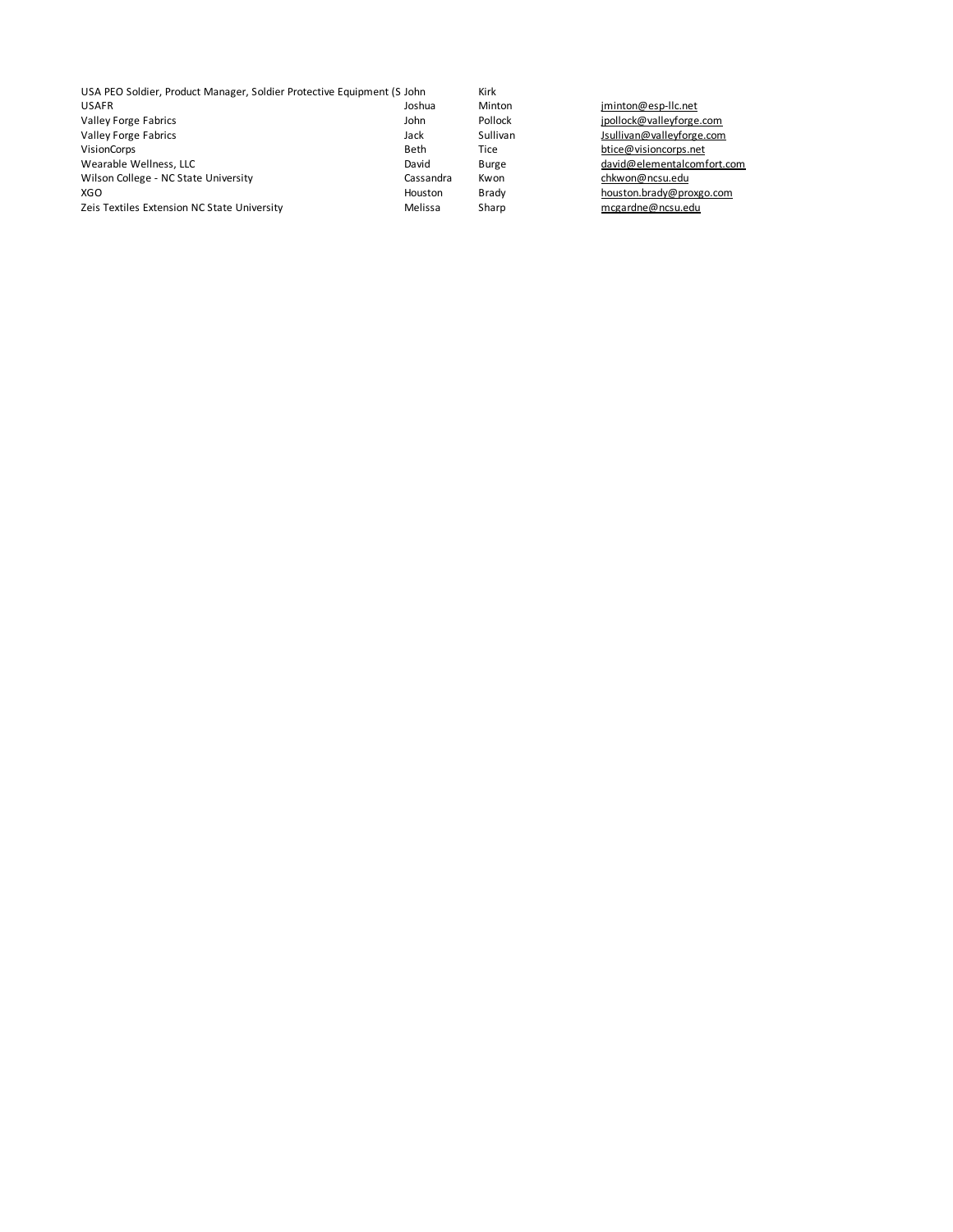| | | | |
|---|---|---|---|
| USA PEO Soldier, Product Manager, Soldier Protective Equipment (S | John | Kirk | |
| USAFR | Joshua | Minton | jminton@esp-llc.net |
| Valley Forge Fabrics | John | Pollock | jpollock@valleyforge.com |
| Valley Forge Fabrics | Jack | Sullivan | Jsullivan@valleyforge.com |
| VisionCorps | Beth | Tice | btice@visioncorps.net |
| Wearable Wellness, LLC | David | Burge | david@elementalcomfort.com |
| Wilson College - NC State University | Cassandra | Kwon | chkwon@ncsu.edu |
| XGO | Houston | Brady | houston.brady@proxgo.com |
| Zeis Textiles Extension NC State University | Melissa | Sharp | mcgardne@ncsu.edu |